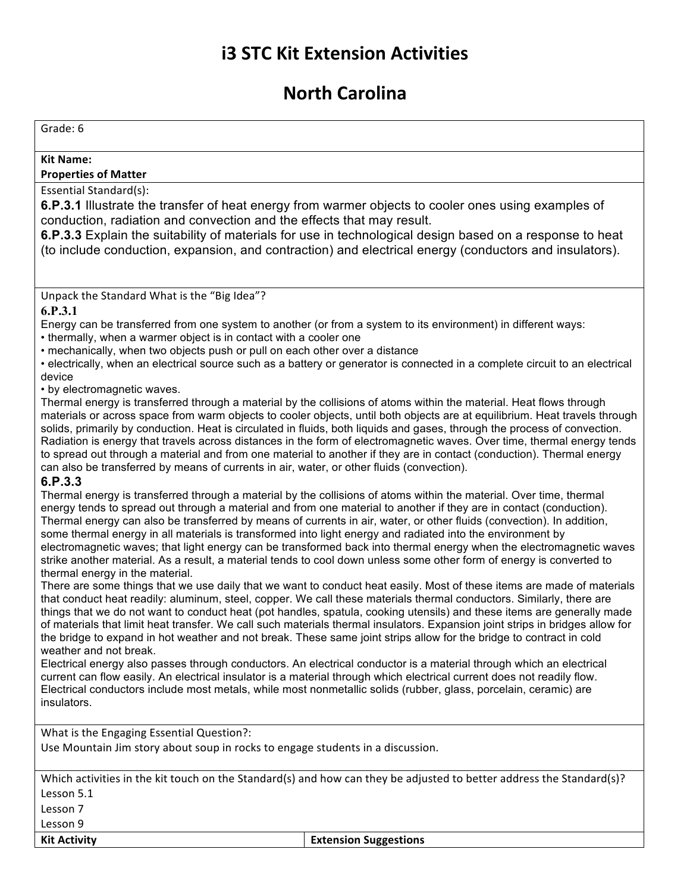# i3 STC Kit Extension Activities

# North Carolina

Grade: 6

**Kit Name:**
**Properties of Matter**

Essential Standard(s):

**6.P.3.1** Illustrate the transfer of heat energy from warmer objects to cooler ones using examples of conduction, radiation and convection and the effects that may result.

**6.P.3.3** Explain the suitability of materials for use in technological design based on a response to heat (to include conduction, expansion, and contraction) and electrical energy (conductors and insulators).

Unpack the Standard What is the "Big Idea"?

**6.P.3.1**

Energy can be transferred from one system to another (or from a system to its environment) in different ways:

- thermally, when a warmer object is in contact with a cooler one
- mechanically, when two objects push or pull on each other over a distance
- electrically, when an electrical source such as a battery or generator is connected in a complete circuit to an electrical device
- by electromagnetic waves.

Thermal energy is transferred through a material by the collisions of atoms within the material. Heat flows through materials or across space from warm objects to cooler objects, until both objects are at equilibrium. Heat travels through solids, primarily by conduction. Heat is circulated in fluids, both liquids and gases, through the process of convection. Radiation is energy that travels across distances in the form of electromagnetic waves. Over time, thermal energy tends to spread out through a material and from one material to another if they are in contact (conduction). Thermal energy can also be transferred by means of currents in air, water, or other fluids (convection).

**6.P.3.3**

Thermal energy is transferred through a material by the collisions of atoms within the material. Over time, thermal energy tends to spread out through a material and from one material to another if they are in contact (conduction). Thermal energy can also be transferred by means of currents in air, water, or other fluids (convection). In addition, some thermal energy in all materials is transformed into light energy and radiated into the environment by electromagnetic waves; that light energy can be transformed back into thermal energy when the electromagnetic waves strike another material. As a result, a material tends to cool down unless some other form of energy is converted to thermal energy in the material.

There are some things that we use daily that we want to conduct heat easily. Most of these items are made of materials that conduct heat readily: aluminum, steel, copper. We call these materials thermal conductors. Similarly, there are things that we do not want to conduct heat (pot handles, spatula, cooking utensils) and these items are generally made of materials that limit heat transfer. We call such materials thermal insulators. Expansion joint strips in bridges allow for the bridge to expand in hot weather and not break. These same joint strips allow for the bridge to contract in cold weather and not break.

Electrical energy also passes through conductors. An electrical conductor is a material through which an electrical current can flow easily. An electrical insulator is a material through which electrical current does not readily flow. Electrical conductors include most metals, while most nonmetallic solids (rubber, glass, porcelain, ceramic) are insulators.

What is the Engaging Essential Question?:

Use Mountain Jim story about soup in rocks to engage students in a discussion.

Which activities in the kit touch on the Standard(s) and how can they be adjusted to better address the Standard(s)?

Lesson 5.1

Lesson 7

Lesson 9

| Kit Activity | Extension Suggestions |
|---|---|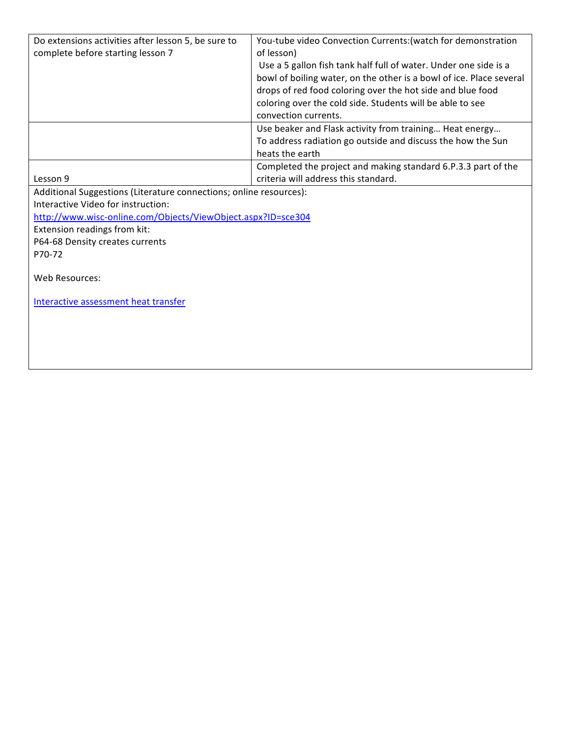| | |
|---|---|
| Do extensions activities after lesson 5, be sure to complete before starting lesson 7 | You-tube video Convection Currents:(watch for demonstration of lesson)<br>Use a 5 gallon fish tank half full of water. Under one side is a bowl of boiling water, on the other is a bowl of ice. Place several drops of red food coloring over the hot side and blue food coloring over the cold side. Students will be able to see convection currents. |
| | Use beaker and Flask activity from training… Heat energy…<br>To address radiation go outside and discuss the how the Sun heats the earth |
| Lesson 9 | Completed the project and making standard 6.P.3.3 part of the criteria will address this standard. |

Additional Suggestions (Literature connections; online resources):

Interactive Video for instruction:

[http://www.wisc-online.com/Objects/ViewObject.aspx?ID=sce304](http://www.wisc-online.com/Objects/ViewObject.aspx?ID=sce304)

Extension readings from kit:

P64-68 Density creates currents

P70-72

Web Resources:

Interactive assessment heat transfer